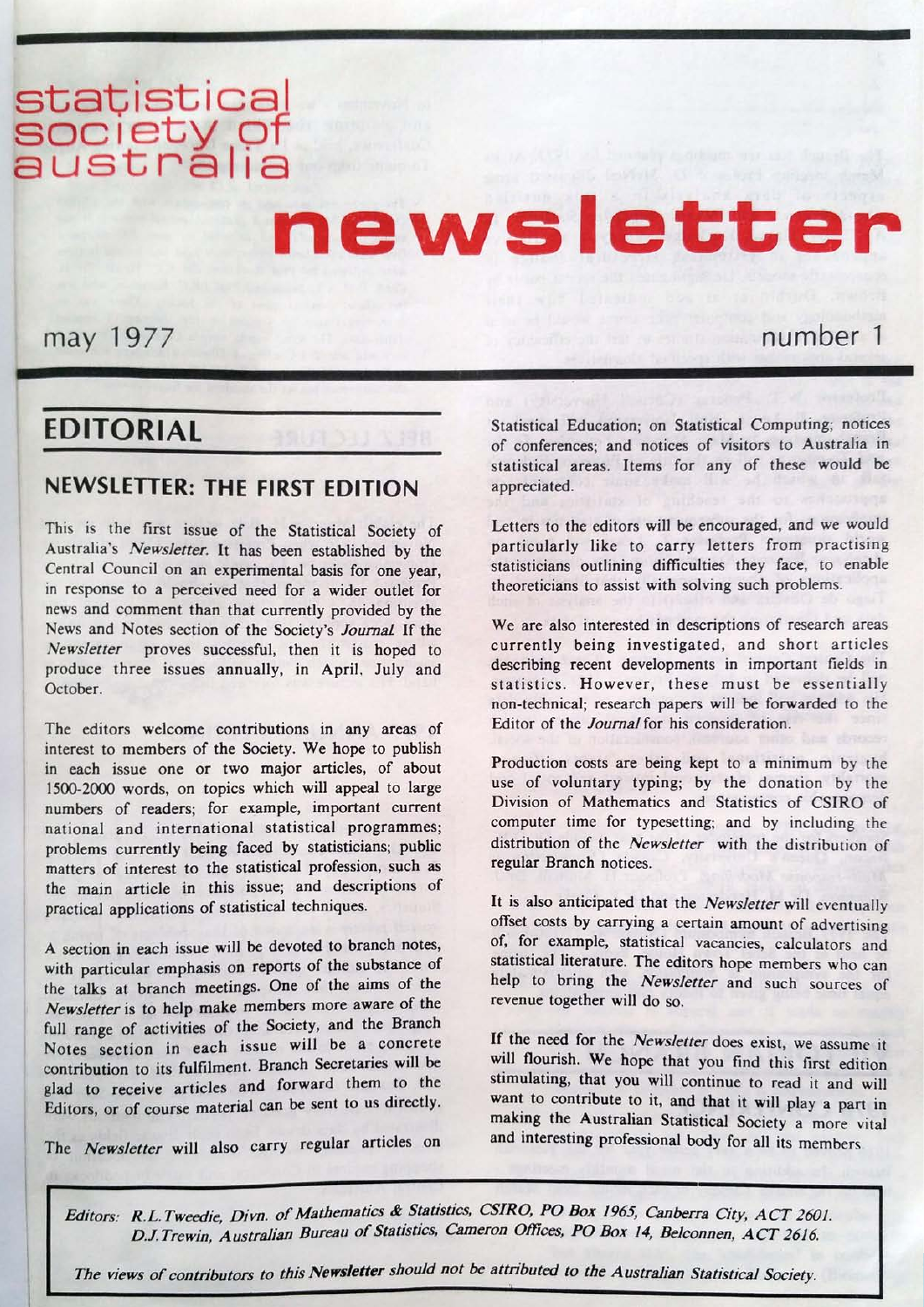# statistical society of australia newsletter

may 1977 number 1

## EDITORIAL

### NEWSLETTER: THE FIRST EDITION

This is the first issue of the Statistical Society of Australia's *Newsletter*. It has been established by the Central Council on an experimental basis for one year, in response to a perceived need for a wider outlet for news and comment than that currently provided by the News and Notes section of the Society's *Journal*. If the *Newsletter* proves successful, then it is hoped to produce three issues annually, in April, July and October.

The editors welcome contributions in any areas of interest to members of the Society. We hope to publish in each issue one or two major articles, of about 1500-2000 words, on topics which will appeal to large numbers of readers; for example, important current national and international statistical programmes; problems currently being faced by statisticians; public matters of interest to the statistical profession, such as the main article in this issue; and descriptions of practical applications of statistical techniques.

A section in each issue will be devoted to branch notes, with particular emphasis on reports of the substance of the talks at branch meetings. One of the aims of the *Newsletter* is to help make members more aware of the full range of activities of the Society, and the Branch Notes section in each issue will be a concrete contribution to its fulfilment. Branch Secretaries will be glad to receive articles and forward them to the Editors, or of course material can be sent to us directly.

The *Newsletter* will also carry regular articles on Statistical Education; on Statistical Computing; notices of conferences; and notices of visitors to Australia in statistical areas. Items for any of these would be appreciated.

Letters to the editors will be encouraged, and we would particularly like to carry letters from practising statisticians outlining difficulties they face, to enable theoreticians to assist with solving such problems.

We are also interested in descriptions of research areas currently being investigated, and short articles describing recent developments in important fields in statistics. However, these must be essentially non-technical; research papers will be forwarded to the Editor of the *Journal* for his consideration.

Production costs are being kept to a minimum by the use of voluntary typing; by the donation by the Division of Mathematics and Statistics of CSIRO of computer time for typesetting; and by including the distribution of the *Newsletter* with the distribution of regular Branch notices.

It is also anticipated that the *Newsletter* will eventually offset costs by carrying a certain amount of advertising of, for example, statistical vacancies, calculators and statistical literature. The editors hope members who can help to bring the *Newsletter* and such sources of revenue together will do so.

If the need for the *Newsletter* does exist, we assume it will flourish. We hope that you find this first edition stimulating, that you will continue to read it and will want to contribute to it, and that it will play a part in making the Australian Statistical Society a more vital and interesting professional body for all its members.

*Editors: R.L.Tweedie, Divn. of Mathematics & Statistics, CSIRO, PO Box 1965, Canberra City, ACT 2601.*
*D.J.Trewin, Australian Bureau of Statistics, Cameron Offices, PO Box 14, Belconnen, ACT 2616.*

*The views of contributors to this Newsletter should not be attributed to the Australian Statistical Society.*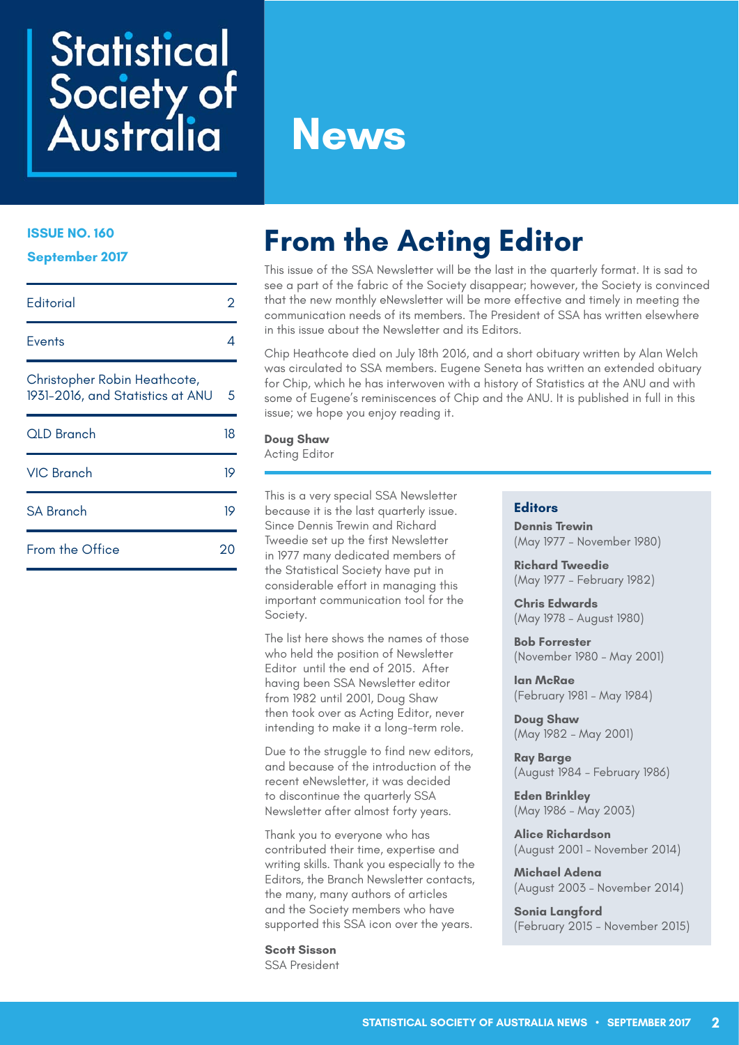# Statistical Society of Australia News

**ISSUE NO. 160**

**September 2017**

| | |
|---|---|
| Editorial | 2 |
| Events | 4 |
| Christopher Robin Heathcote, 1931-2016, and Statistics at ANU | 5 |
| QLD Branch | 18 |
| VIC Branch | 19 |
| SA Branch | 19 |
| From the Office | 20 |

## From the Acting Editor

This issue of the SSA Newsletter will be the last in the quarterly format. It is sad to see a part of the fabric of the Society disappear; however, the Society is convinced that the new monthly eNewsletter will be more effective and timely in meeting the communication needs of its members. The President of SSA has written elsewhere in this issue about the Newsletter and its Editors.

Chip Heathcote died on July 18th 2016, and a short obituary written by Alan Welch was circulated to SSA members. Eugene Seneta has written an extended obituary for Chip, which he has interwoven with a history of Statistics at the ANU and with some of Eugene's reminiscences of Chip and the ANU. It is published in full in this issue; we hope you enjoy reading it.

**Doug Shaw**
Acting Editor

---

This is a very special SSA Newsletter because it is the last quarterly issue. Since Dennis Trewin and Richard Tweedie set up the first Newsletter in 1977 many dedicated members of the Statistical Society have put in considerable effort in managing this important communication tool for the Society.

The list here shows the names of those who held the position of Newsletter Editor until the end of 2015. After having been SSA Newsletter editor from 1982 until 2001, Doug Shaw then took over as Acting Editor, never intending to make it a long-term role.

Due to the struggle to find new editors, and because of the introduction of the recent eNewsletter, it was decided to discontinue the quarterly SSA Newsletter after almost forty years.

Thank you to everyone who has contributed their time, expertise and writing skills. Thank you especially to the Editors, the Branch Newsletter contacts, the many, many authors of articles and the Society members who have supported this SSA icon over the years.

**Scott Sisson**
SSA President

### Editors

**Dennis Trewin**
(May 1977 – November 1980)

**Richard Tweedie**
(May 1977 – February 1982)

**Chris Edwards**
(May 1978 – August 1980)

**Bob Forrester**
(November 1980 – May 2001)

**Ian McRae**
(February 1981 – May 1984)

**Doug Shaw**
(May 1982 – May 2001)

**Ray Barge**
(August 1984 – February 1986)

**Eden Brinkley**
(May 1986 – May 2003)

**Alice Richardson**
(August 2001 – November 2014)

**Michael Adena**
(August 2003 – November 2014)

**Sonia Langford**
(February 2015 – November 2015)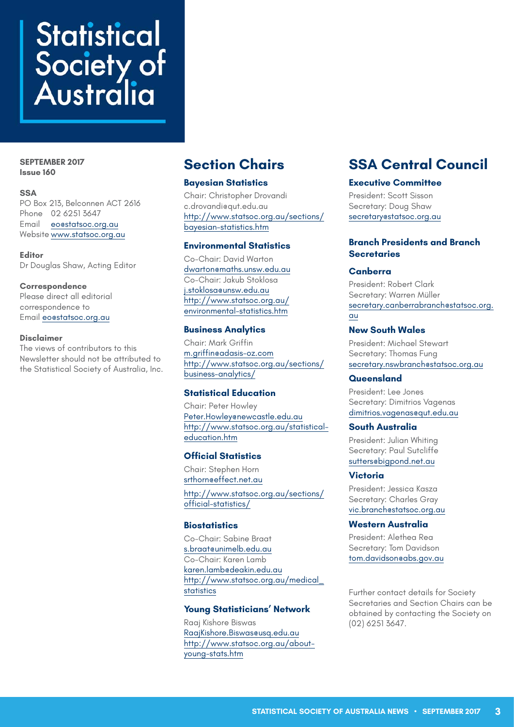# Statistical Society of Australia

**SEPTEMBER 2017**
**Issue 160**

**SSA**
PO Box 213, Belconnen ACT 2616
Phone 02 6251 3647
Email eo@statsoc.org.au
Website www.statsoc.org.au

**Editor**
Dr Douglas Shaw, Acting Editor

**Correspondence**
Please direct all editorial correspondence to
Email eo@statsoc.org.au

**Disclaimer**
The views of contributors to this Newsletter should not be attributed to the Statistical Society of Australia, Inc.

## Section Chairs

### Bayesian Statistics
Chair: Christopher Drovandi
c.drovandi@qut.edu.au
http://www.statsoc.org.au/sections/bayesian-statistics.htm

### Environmental Statistics
Co-Chair: David Warton
dwarton@maths.unsw.edu.au
Co-Chair: Jakub Stoklosa
j.stoklosa@unsw.edu.au
http://www.statsoc.org.au/environmental-statistics.htm

### Business Analytics
Chair: Mark Griffin
m.griffin@adasis-oz.com
http://www.statsoc.org.au/sections/business-analytics/

### Statistical Education
Chair: Peter Howley
Peter.Howley@newcastle.edu.au
http://www.statsoc.org.au/statistical-education.htm

### Official Statistics
Chair: Stephen Horn
srthorn@effect.net.au
http://www.statsoc.org.au/sections/official-statistics/

### Biostatistics
Co-Chair: Sabine Braat
s.braat@unimelb.edu.au
Co-Chair: Karen Lamb
karen.lamb@deakin.edu.au
http://www.statsoc.org.au/medical_statistics

### Young Statisticians' Network
Raaj Kishore Biswas
RaajKishore.Biswas@usq.edu.au
http://www.statsoc.org.au/about-young-stats.htm

## SSA Central Council

### Executive Committee
President: Scott Sisson
Secretary: Doug Shaw
secretary@statsoc.org.au

### Branch Presidents and Branch Secretaries

### Canberra
President: Robert Clark
Secretary: Warren Müller
secretary.canberrabranch@statsoc.org.au

### New South Wales
President: Michael Stewart
Secretary: Thomas Fung
secretary.nswbranch@statsoc.org.au

### Queensland
President: Lee Jones
Secretary: Dimitrios Vagenas
dimitrios.vagenas@qut.edu.au

### South Australia
President: Julian Whiting
Secretary: Paul Sutcliffe
sutters@bigpond.net.au

### Victoria
President: Jessica Kasza
Secretary: Charles Gray
vic.branch@statsoc.org.au

### Western Australia
President: Alethea Rea
Secretary: Tom Davidson
tom.davidson@abs.gov.au

Further contact details for Society Secretaries and Section Chairs can be obtained by contacting the Society on (02) 6251 3647.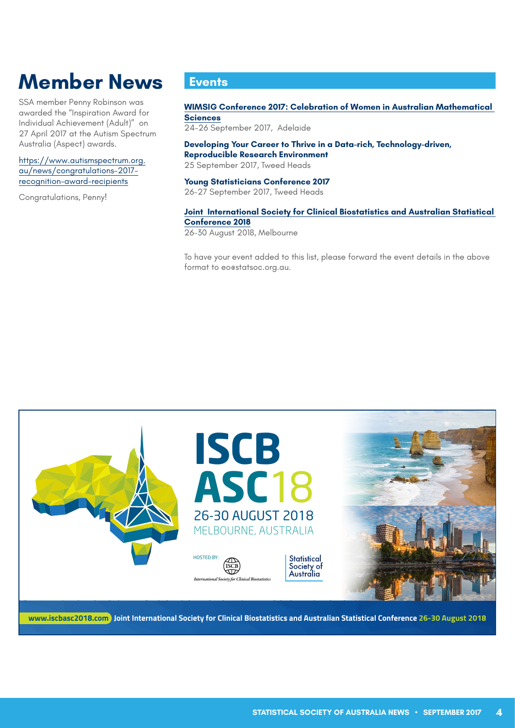# Member News

SSA member Penny Robinson was awarded the "Inspiration Award for Individual Achievement (Adult)" on 27 April 2017 at the Autism Spectrum Australia (Aspect) awards.

https://www.autismspectrum.org.au/news/congratulations-2017-recognition-award-recipients

Congratulations, Penny!

## Events

**WIMSIG Conference 2017: Celebration of Women in Australian Mathematical Sciences**
24-26 September 2017, Adelaide

**Developing Your Career to Thrive in a Data-rich, Technology-driven, Reproducible Research Environment**
25 September 2017, Tweed Heads

**Young Statisticians Conference 2017**
26-27 September 2017, Tweed Heads

**Joint International Society for Clinical Biostatistics and Australian Statistical Conference 2018**
26-30 August 2018, Melbourne

To have your event added to this list, please forward the event details in the above format to eo@statsoc.org.au.

**ISCB ASC18**
26-30 AUGUST 2018
MELBOURNE, AUSTRALIA

HOSTED BY: International Society for Clinical Biostatistics, Statistical Society of Australia

www.iscbasc2018.com Joint International Society for Clinical Biostatistics and Australian Statistical Conference 26-30 August 2018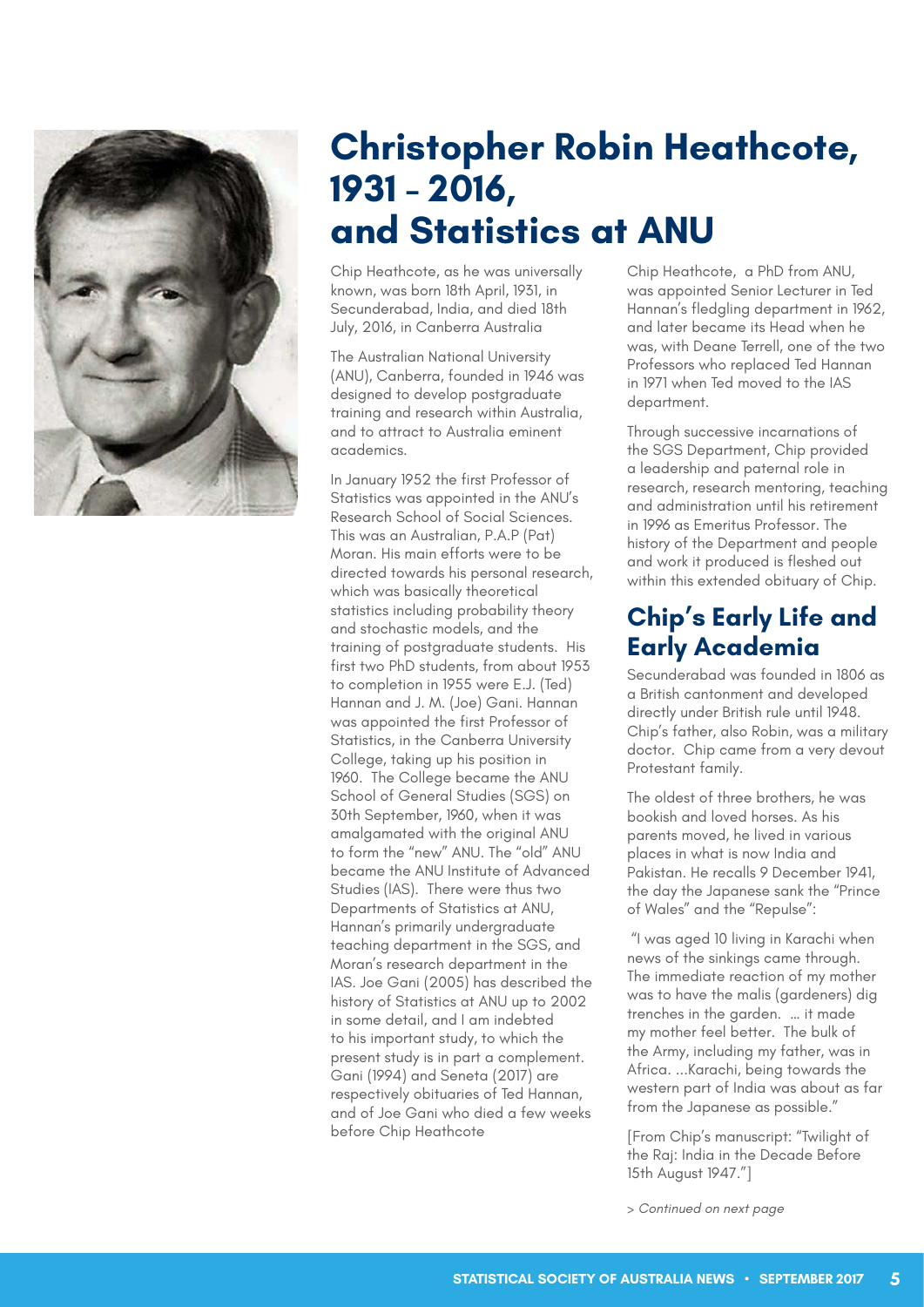# Christopher Robin Heathcote, 1931 – 2016, and Statistics at ANU

Chip Heathcote, as he was universally known, was born 18th April, 1931, in Secunderabad, India, and died 18th July, 2016, in Canberra Australia

The Australian National University (ANU), Canberra, founded in 1946 was designed to develop postgraduate training and research within Australia, and to attract to Australia eminent academics.

In January 1952 the first Professor of Statistics was appointed in the ANU's Research School of Social Sciences. This was an Australian, P.A.P (Pat) Moran. His main efforts were to be directed towards his personal research, which was basically theoretical statistics including probability theory and stochastic models, and the training of postgraduate students. His first two PhD students, from about 1953 to completion in 1955 were E.J. (Ted) Hannan and J. M. (Joe) Gani. Hannan was appointed the first Professor of Statistics, in the Canberra University College, taking up his position in 1960. The College became the ANU School of General Studies (SGS) on 30th September, 1960, when it was amalgamated with the original ANU to form the "new" ANU. The "old" ANU became the ANU Institute of Advanced Studies (IAS). There were thus two Departments of Statistics at ANU, Hannan's primarily undergraduate teaching department in the SGS, and Moran's research department in the IAS. Joe Gani (2005) has described the history of Statistics at ANU up to 2002 in some detail, and I am indebted to his important study, to which the present study is in part a complement. Gani (1994) and Seneta (2017) are respectively obituaries of Ted Hannan, and of Joe Gani who died a few weeks before Chip Heathcote

Chip Heathcote, a PhD from ANU, was appointed Senior Lecturer in Ted Hannan's fledgling department in 1962, and later became its Head when he was, with Deane Terrell, one of the two Professors who replaced Ted Hannan in 1971 when Ted moved to the IAS department.

Through successive incarnations of the SGS Department, Chip provided a leadership and paternal role in research, research mentoring, teaching and administration until his retirement in 1996 as Emeritus Professor. The history of the Department and people and work it produced is fleshed out within this extended obituary of Chip.

## Chip's Early Life and Early Academia

Secunderabad was founded in 1806 as a British cantonment and developed directly under British rule until 1948. Chip's father, also Robin, was a military doctor. Chip came from a very devout Protestant family.

The oldest of three brothers, he was bookish and loved horses. As his parents moved, he lived in various places in what is now India and Pakistan. He recalls 9 December 1941, the day the Japanese sank the "Prince of Wales" and the "Repulse":

"I was aged 10 living in Karachi when news of the sinkings came through. The immediate reaction of my mother was to have the malis (gardeners) dig trenches in the garden. … it made my mother feel better. The bulk of the Army, including my father, was in Africa. …Karachi, being towards the western part of India was about as far from the Japanese as possible."

[From Chip's manuscript: "Twilight of the Raj: India in the Decade Before 15th August 1947."]

> *Continued on next page*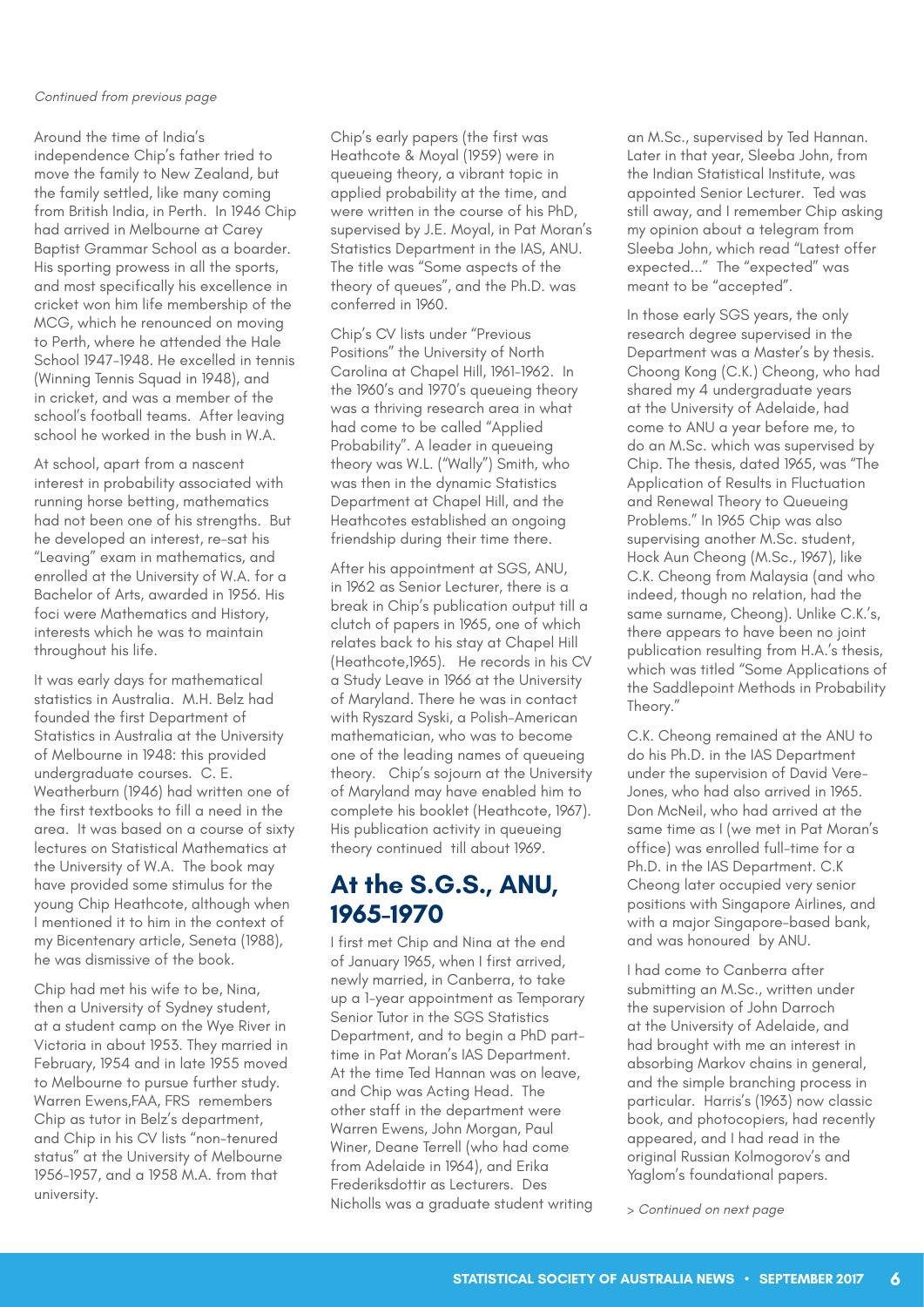*Continued from previous page*

Around the time of India's independence Chip's father tried to move the family to New Zealand, but the family settled, like many coming from British India, in Perth. In 1946 Chip had arrived in Melbourne at Carey Baptist Grammar School as a boarder. His sporting prowess in all the sports, and most specifically his excellence in cricket won him life membership of the MCG, which he renounced on moving to Perth, where he attended the Hale School 1947-1948. He excelled in tennis (Winning Tennis Squad in 1948), and in cricket, and was a member of the school's football teams. After leaving school he worked in the bush in W.A.

At school, apart from a nascent interest in probability associated with running horse betting, mathematics had not been one of his strengths. But he developed an interest, re-sat his "Leaving" exam in mathematics, and enrolled at the University of W.A. for a Bachelor of Arts, awarded in 1956. His foci were Mathematics and History, interests which he was to maintain throughout his life.

It was early days for mathematical statistics in Australia. M.H. Belz had founded the first Department of Statistics in Australia at the University of Melbourne in 1948: this provided undergraduate courses. C. E. Weatherburn (1946) had written one of the first textbooks to fill a need in the area. It was based on a course of sixty lectures on Statistical Mathematics at the University of W.A. The book may have provided some stimulus for the young Chip Heathcote, although when I mentioned it to him in the context of my Bicentenary article, Seneta (1988), he was dismissive of the book.

Chip had met his wife to be, Nina, then a University of Sydney student, at a student camp on the Wye River in Victoria in about 1953. They married in February, 1954 and in late 1955 moved to Melbourne to pursue further study. Warren Ewens,FAA, FRS remembers Chip as tutor in Belz's department, and Chip in his CV lists "non-tenured status" at the University of Melbourne 1956-1957, and a 1958 M.A. from that university.

Chip's early papers (the first was Heathcote & Moyal (1959) were in queueing theory, a vibrant topic in applied probability at the time, and were written in the course of his PhD, supervised by J.E. Moyal, in Pat Moran's Statistics Department in the IAS, ANU. The title was "Some aspects of the theory of queues", and the Ph.D. was conferred in 1960.

Chip's CV lists under "Previous Positions" the University of North Carolina at Chapel Hill, 1961-1962. In the 1960's and 1970's queueing theory was a thriving research area in what had come to be called "Applied Probability". A leader in queueing theory was W.L. ("Wally") Smith, who was then in the dynamic Statistics Department at Chapel Hill, and the Heathcotes established an ongoing friendship during their time there.

After his appointment at SGS, ANU, in 1962 as Senior Lecturer, there is a break in Chip's publication output till a clutch of papers in 1965, one of which relates back to his stay at Chapel Hill (Heathcote,1965). He records in his CV a Study Leave in 1966 at the University of Maryland. There he was in contact with Ryszard Syski, a Polish-American mathematician, who was to become one of the leading names of queueing theory. Chip's sojourn at the University of Maryland may have enabled him to complete his booklet (Heathcote, 1967). His publication activity in queueing theory continued till about 1969.

## At the S.G.S., ANU, 1965-1970

I first met Chip and Nina at the end of January 1965, when I first arrived, newly married, in Canberra, to take up a 1-year appointment as Temporary Senior Tutor in the SGS Statistics Department, and to begin a PhD part-time in Pat Moran's IAS Department. At the time Ted Hannan was on leave, and Chip was Acting Head. The other staff in the department were Warren Ewens, John Morgan, Paul Winer, Deane Terrell (who had come from Adelaide in 1964), and Erika Frederiksdottir as Lecturers. Des Nicholls was a graduate student writing an M.Sc., supervised by Ted Hannan. Later in that year, Sleeba John, from the Indian Statistical Institute, was appointed Senior Lecturer. Ted was still away, and I remember Chip asking my opinion about a telegram from Sleeba John, which read "Latest offer expected..." The "expected" was meant to be "accepted".

In those early SGS years, the only research degree supervised in the Department was a Master's by thesis. Choong Kong (C.K.) Cheong, who had shared my 4 undergraduate years at the University of Adelaide, had come to ANU a year before me, to do an M.Sc. which was supervised by Chip. The thesis, dated 1965, was "The Application of Results in Fluctuation and Renewal Theory to Queueing Problems." In 1965 Chip was also supervising another M.Sc. student, Hock Aun Cheong (M.Sc., 1967), like C.K. Cheong from Malaysia (and who indeed, though no relation, had the same surname, Cheong). Unlike C.K.'s, there appears to have been no joint publication resulting from H.A.'s thesis, which was titled "Some Applications of the Saddlepoint Methods in Probability Theory."

C.K. Cheong remained at the ANU to do his Ph.D. in the IAS Department under the supervision of David Vere-Jones, who had also arrived in 1965. Don McNeil, who had arrived at the same time as I (we met in Pat Moran's office) was enrolled full-time for a Ph.D. in the IAS Department. C.K Cheong later occupied very senior positions with Singapore Airlines, and with a major Singapore-based bank, and was honoured by ANU.

I had come to Canberra after submitting an M.Sc., written under the supervision of John Darroch at the University of Adelaide, and had brought with me an interest in absorbing Markov chains in general, and the simple branching process in particular. Harris's (1963) now classic book, and photocopiers, had recently appeared, and I had read in the original Russian Kolmogorov's and Yaglom's foundational papers.

> *Continued on next page*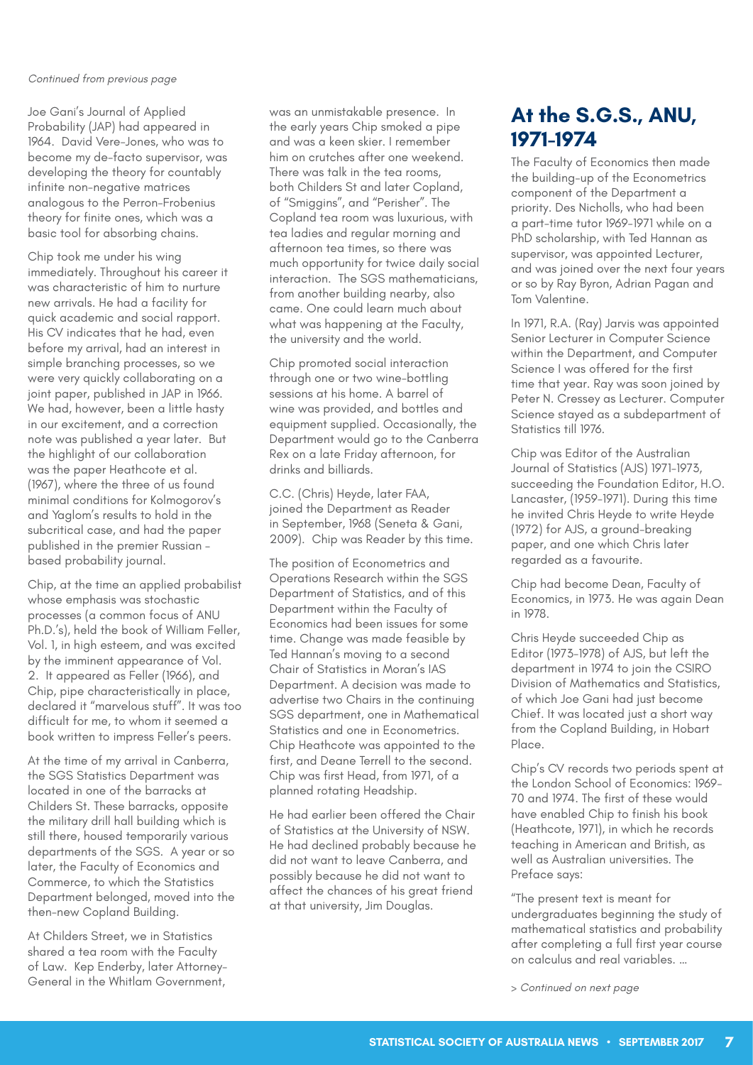*Continued from previous page*

Joe Gani's Journal of Applied Probability (JAP) had appeared in 1964. David Vere-Jones, who was to become my de-facto supervisor, was developing the theory for countably infinite non-negative matrices analogous to the Perron-Frobenius theory for finite ones, which was a basic tool for absorbing chains.

Chip took me under his wing immediately. Throughout his career it was characteristic of him to nurture new arrivals. He had a facility for quick academic and social rapport. His CV indicates that he had, even before my arrival, had an interest in simple branching processes, so we were very quickly collaborating on a joint paper, published in JAP in 1966. We had, however, been a little hasty in our excitement, and a correction note was published a year later. But the highlight of our collaboration was the paper Heathcote et al. (1967), where the three of us found minimal conditions for Kolmogorov's and Yaglom's results to hold in the subcritical case, and had the paper published in the premier Russian - based probability journal.

Chip, at the time an applied probabilist whose emphasis was stochastic processes (a common focus of ANU Ph.D.'s), held the book of William Feller, Vol. 1, in high esteem, and was excited by the imminent appearance of Vol. 2. It appeared as Feller (1966), and Chip, pipe characteristically in place, declared it "marvelous stuff". It was too difficult for me, to whom it seemed a book written to impress Feller's peers.

At the time of my arrival in Canberra, the SGS Statistics Department was located in one of the barracks at Childers St. These barracks, opposite the military drill hall building which is still there, housed temporarily various departments of the SGS. A year or so later, the Faculty of Economics and Commerce, to which the Statistics Department belonged, moved into the then-new Copland Building.

At Childers Street, we in Statistics shared a tea room with the Faculty of Law. Kep Enderby, later Attorney-General in the Whitlam Government, was an unmistakable presence. In the early years Chip smoked a pipe and was a keen skier. I remember him on crutches after one weekend. There was talk in the tea rooms, both Childers St and later Copland, of "Smiggins", and "Perisher". The Copland tea room was luxurious, with tea ladies and regular morning and afternoon tea times, so there was much opportunity for twice daily social interaction. The SGS mathematicians, from another building nearby, also came. One could learn much about what was happening at the Faculty, the university and the world.

Chip promoted social interaction through one or two wine-bottling sessions at his home. A barrel of wine was provided, and bottles and equipment supplied. Occasionally, the Department would go to the Canberra Rex on a late Friday afternoon, for drinks and billiards.

C.C. (Chris) Heyde, later FAA, joined the Department as Reader in September, 1968 (Seneta & Gani, 2009). Chip was Reader by this time.

The position of Econometrics and Operations Research within the SGS Department of Statistics, and of this Department within the Faculty of Economics had been issues for some time. Change was made feasible by Ted Hannan's moving to a second Chair of Statistics in Moran's IAS Department. A decision was made to advertise two Chairs in the continuing SGS department, one in Mathematical Statistics and one in Econometrics. Chip Heathcote was appointed to the first, and Deane Terrell to the second. Chip was first Head, from 1971, of a planned rotating Headship.

He had earlier been offered the Chair of Statistics at the University of NSW. He had declined probably because he did not want to leave Canberra, and possibly because he did not want to affect the chances of his great friend at that university, Jim Douglas.

## At the S.G.S., ANU, 1971-1974

The Faculty of Economics then made the building-up of the Econometrics component of the Department a priority. Des Nicholls, who had been a part-time tutor 1969-1971 while on a PhD scholarship, with Ted Hannan as supervisor, was appointed Lecturer, and was joined over the next four years or so by Ray Byron, Adrian Pagan and Tom Valentine.

In 1971, R.A. (Ray) Jarvis was appointed Senior Lecturer in Computer Science within the Department, and Computer Science I was offered for the first time that year. Ray was soon joined by Peter N. Cressey as Lecturer. Computer Science stayed as a subdepartment of Statistics till 1976.

Chip was Editor of the Australian Journal of Statistics (AJS) 1971-1973, succeeding the Foundation Editor, H.O. Lancaster, (1959-1971). During this time he invited Chris Heyde to write Heyde (1972) for AJS, a ground-breaking paper, and one which Chris later regarded as a favourite.

Chip had become Dean, Faculty of Economics, in 1973. He was again Dean in 1978.

Chris Heyde succeeded Chip as Editor (1973-1978) of AJS, but left the department in 1974 to join the CSIRO Division of Mathematics and Statistics, of which Joe Gani had just become Chief. It was located just a short way from the Copland Building, in Hobart Place.

Chip's CV records two periods spent at the London School of Economics: 1969-70 and 1974. The first of these would have enabled Chip to finish his book (Heathcote, 1971), in which he records teaching in American and British, as well as Australian universities. The Preface says:

"The present text is meant for undergraduates beginning the study of mathematical statistics and probability after completing a full first year course on calculus and real variables. …

> *Continued on next page*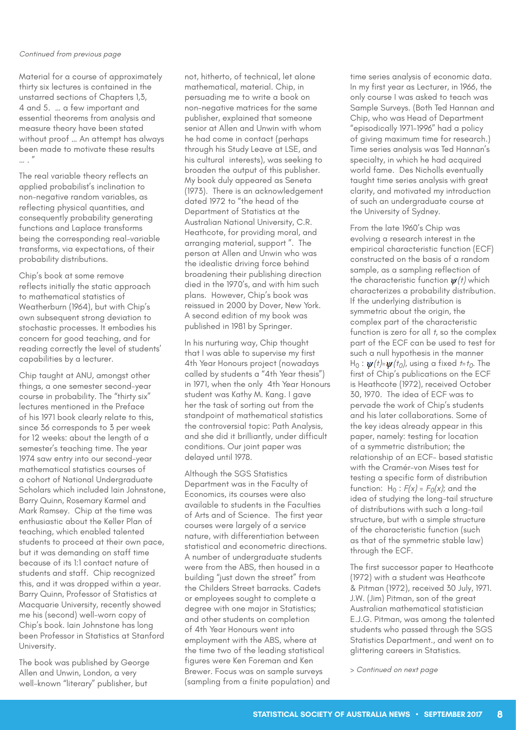*Continued from previous page*

Material for a course of approximately thirty six lectures is contained in the unstarred sections of Chapters 1,3, 4 and 5. … a few important and essential theorems from analysis and measure theory have been stated without proof … An attempt has always been made to motivate these results … . "

The real variable theory reflects an applied probabilist's inclination to non-negative random variables, as reflecting physical quantities, and consequently probability generating functions and Laplace transforms being the corresponding real-variable transforms, via expectations, of their probability distributions.

Chip's book at some remove reflects initially the static approach to mathematical statistics of Weatherburn (1964), but with Chip's own subsequent strong deviation to stochastic processes. It embodies his concern for good teaching, and for reading correctly the level of students' capabilities by a lecturer.

Chip taught at ANU, amongst other things, a one semester second-year course in probability. The "thirty six" lectures mentioned in the Preface of his 1971 book clearly relate to this, since 36 corresponds to 3 per week for 12 weeks: about the length of a semester's teaching time. The year 1974 saw entry into our second-year mathematical statistics courses of a cohort of National Undergraduate Scholars which included Iain Johnstone, Barry Quinn, Rosemary Karmel and Mark Ramsey. Chip at the time was enthusiastic about the Keller Plan of teaching, which enabled talented students to proceed at their own pace, but it was demanding on staff time because of its 1:1 contact nature of students and staff. Chip recognized this, and it was dropped within a year. Barry Quinn, Professor of Statistics at Macquarie University, recently showed me his (second) well-worn copy of Chip's book. Iain Johnstone has long been Professor in Statistics at Stanford University.

The book was published by George Allen and Unwin, London, a very well-known "literary" publisher, but not, hitherto, of technical, let alone mathematical, material. Chip, in persuading me to write a book on non-negative matrices for the same publisher, explained that someone senior at Allen and Unwin with whom he had come in contact (perhaps through his Study Leave at LSE, and his cultural interests), was seeking to broaden the output of this publisher. My book duly appeared as Seneta (1973). There is an acknowledgement dated 1972 to "the head of the Department of Statistics at the Australian National University, C.R. Heathcote, for providing moral, and arranging material, support ". The person at Allen and Unwin who was the idealistic driving force behind broadening their publishing direction died in the 1970's, and with him such plans. However, Chip's book was reissued in 2000 by Dover, New York. A second edition of my book was published in 1981 by Springer.

In his nurturing way, Chip thought that I was able to supervise my first 4th Year Honours project (nowadays called by students a "4th Year thesis") in 1971, when the only 4th Year Honours student was Kathy M. Kang. I gave her the task of sorting out from the standpoint of mathematical statistics the controversial topic: Path Analysis, and she did it brilliantly, under difficult conditions. Our joint paper was delayed until 1978.

Although the SGS Statistics Department was in the Faculty of Economics, its courses were also available to students in the Faculties of Arts and of Science. The first year courses were largely of a service nature, with differentiation between statistical and econometric directions. A number of undergraduate students were from the ABS, then housed in a building "just down the street" from the Childers Street barracks. Cadets or employees sought to complete a degree with one major in Statistics; and other students on completion of 4th Year Honours went into employment with the ABS, where at the time two of the leading statistical figures were Ken Foreman and Ken Brewer. Focus was on sample surveys (sampling from a finite population) and time series analysis of economic data. In my first year as Lecturer, in 1966, the only course I was asked to teach was Sample Surveys. (Both Ted Hannan and Chip, who was Head of Department "episodically 1971-1996" had a policy of giving maximum time for research.) Time series analysis was Ted Hannan's specialty, in which he had acquired world fame. Des Nicholls eventually taught time series analysis with great clarity, and motivated my introduction of such an undergraduate course at the University of Sydney.

From the late 1960's Chip was evolving a research interest in the empirical characteristic function (ECF) constructed on the basis of a random sample, as a sampling reflection of the characteristic function $\psi(t)$ which characterizes a probability distribution. If the underlying distribution is symmetric about the origin, the complex part of the characteristic function is zero for all $t$, so the complex part of the ECF can be used to test for such a null hypothesis in the manner $H_0 : \psi(t) = \psi(t_0)$, using a fixed $t = t_0$. The first of Chip's publications on the ECF is Heathcote (1972), received October 30, 1970. The idea of ECF was to pervade the work of Chip's students and his later collaborations. Some of the key ideas already appear in this paper, namely: testing for location of a symmetric distribution; the relationship of an ECF- based statistic with the Cramér-von Mises test for testing a specific form of distribution function: $H_0 : F(x) = F_0(x)$; and the idea of studying the long-tail structure of distributions with such a long-tail structure, but with a simple structure of the characteristic function (such as that of the symmetric stable law) through the ECF.

The first successor paper to Heathcote (1972) with a student was Heathcote & Pitman (1972), received 30 July, 1971. J.W. (Jim) Pitman, son of the great Australian mathematical statistician E.J.G. Pitman, was among the talented students who passed through the SGS Statistics Department., and went on to glittering careers in Statistics.

> *Continued on next page*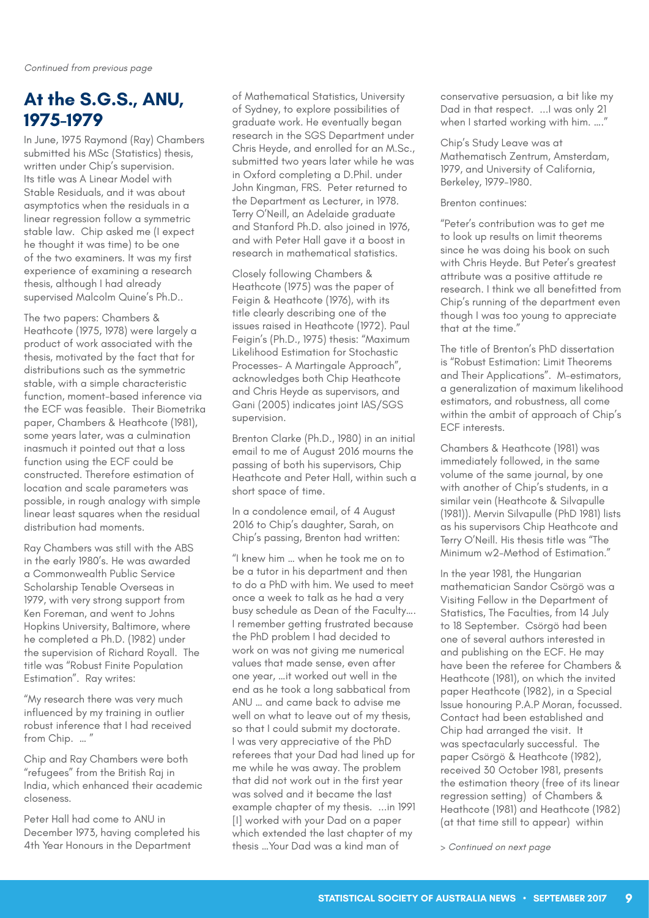*Continued from previous page*

## At the S.G.S., ANU, 1975-1979

In June, 1975 Raymond (Ray) Chambers submitted his MSc (Statistics) thesis, written under Chip's supervision. Its title was A Linear Model with Stable Residuals, and it was about asymptotics when the residuals in a linear regression follow a symmetric stable law. Chip asked me (I expect he thought it was time) to be one of the two examiners. It was my first experience of examining a research thesis, although I had already supervised Malcolm Quine's Ph.D..

The two papers: Chambers & Heathcote (1975, 1978) were largely a product of work associated with the thesis, motivated by the fact that for distributions such as the symmetric stable, with a simple characteristic function, moment-based inference via the ECF was feasible. Their Biometrika paper, Chambers & Heathcote (1981), some years later, was a culmination inasmuch it pointed out that a loss function using the ECF could be constructed. Therefore estimation of location and scale parameters was possible, in rough analogy with simple linear least squares when the residual distribution had moments.

Ray Chambers was still with the ABS in the early 1980's. He was awarded a Commonwealth Public Service Scholarship Tenable Overseas in 1979, with very strong support from Ken Foreman, and went to Johns Hopkins University, Baltimore, where he completed a Ph.D. (1982) under the supervision of Richard Royall. The title was "Robust Finite Population Estimation". Ray writes:

"My research there was very much influenced by my training in outlier robust inference that I had received from Chip. … "

Chip and Ray Chambers were both "refugees" from the British Raj in India, which enhanced their academic closeness.

Peter Hall had come to ANU in December 1973, having completed his 4th Year Honours in the Department of Mathematical Statistics, University of Sydney, to explore possibilities of graduate work. He eventually began research in the SGS Department under Chris Heyde, and enrolled for an M.Sc., submitted two years later while he was in Oxford completing a D.Phil. under John Kingman, FRS. Peter returned to the Department as Lecturer, in 1978. Terry O'Neill, an Adelaide graduate and Stanford Ph.D. also joined in 1976, and with Peter Hall gave it a boost in research in mathematical statistics.

Closely following Chambers & Heathcote (1975) was the paper of Feigin & Heathcote (1976), with its title clearly describing one of the issues raised in Heathcote (1972). Paul Feigin's (Ph.D., 1975) thesis: "Maximum Likelihood Estimation for Stochastic Processes- A Martingale Approach", acknowledges both Chip Heathcote and Chris Heyde as supervisors, and Gani (2005) indicates joint IAS/SGS supervision.

Brenton Clarke (Ph.D., 1980) in an initial email to me of August 2016 mourns the passing of both his supervisors, Chip Heathcote and Peter Hall, within such a short space of time.

In a condolence email, of 4 August 2016 to Chip's daughter, Sarah, on Chip's passing, Brenton had written:

"I knew him … when he took me on to be a tutor in his department and then to do a PhD with him. We used to meet once a week to talk as he had a very busy schedule as Dean of the Faculty…. I remember getting frustrated because the PhD problem I had decided to work on was not giving me numerical values that made sense, even after one year, …it worked out well in the end as he took a long sabbatical from ANU … and came back to advise me well on what to leave out of my thesis, so that I could submit my doctorate. I was very appreciative of the PhD referees that your Dad had lined up for me while he was away. The problem that did not work out in the first year was solved and it became the last example chapter of my thesis. …in 1991 [I] worked with your Dad on a paper which extended the last chapter of my thesis …Your Dad was a kind man of conservative persuasion, a bit like my Dad in that respect. …I was only 21 when I started working with him. …."

Chip's Study Leave was at Mathematisch Zentrum, Amsterdam, 1979, and University of California, Berkeley, 1979-1980.

Brenton continues:

"Peter's contribution was to get me to look up results on limit theorems since he was doing his book on such with Chris Heyde. But Peter's greatest attribute was a positive attitude re research. I think we all benefitted from Chip's running of the department even though I was too young to appreciate that at the time."

The title of Brenton's PhD dissertation is "Robust Estimation: Limit Theorems and Their Applications". M-estimators, a generalization of maximum likelihood estimators, and robustness, all come within the ambit of approach of Chip's ECF interests.

Chambers & Heathcote (1981) was immediately followed, in the same volume of the same journal, by one with another of Chip's students, in a similar vein (Heathcote & Silvapulle (1981)). Mervin Silvapulle (PhD 1981) lists as his supervisors Chip Heathcote and Terry O'Neill. His thesis title was "The Minimum w2-Method of Estimation."

In the year 1981, the Hungarian mathematician Sandor Csörgö was a Visiting Fellow in the Department of Statistics, The Faculties, from 14 July to 18 September. Csörgö had been one of several authors interested in and publishing on the ECF. He may have been the referee for Chambers & Heathcote (1981), on which the invited paper Heathcote (1982), in a Special Issue honouring P.A.P Moran, focussed. Contact had been established and Chip had arranged the visit. It was spectacularly successful. The paper Csörgö & Heathcote (1982), received 30 October 1981, presents the estimation theory (free of its linear regression setting) of Chambers & Heathcote (1981) and Heathcote (1982) (at that time still to appear) within

> *Continued on next page*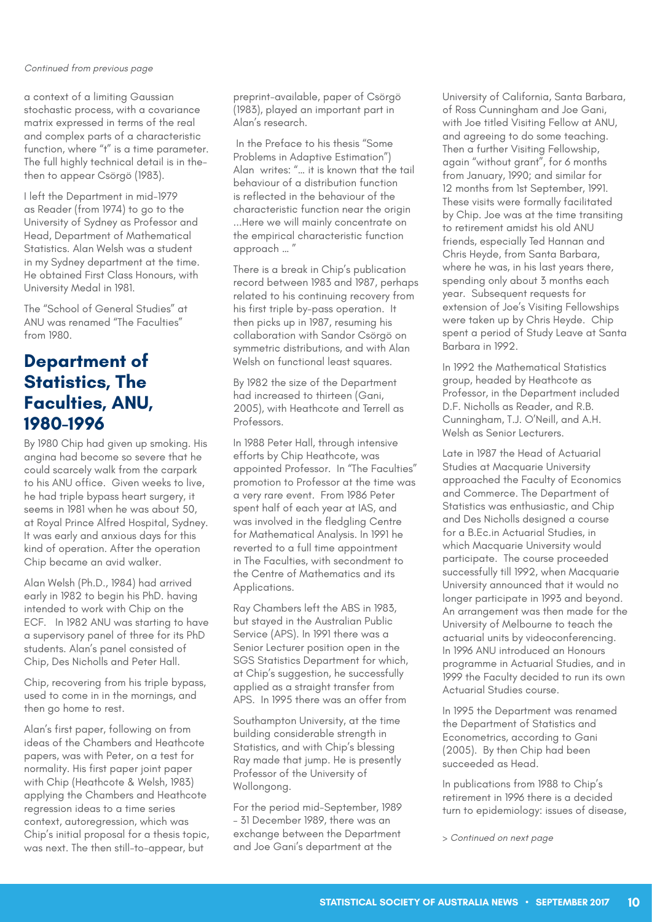*Continued from previous page*

a context of a limiting Gaussian stochastic process, with a covariance matrix expressed in terms of the real and complex parts of a characteristic function, where "t" is a time parameter. The full highly technical detail is in the-then to appear Csörgö (1983).

I left the Department in mid-1979 as Reader (from 1974) to go to the University of Sydney as Professor and Head, Department of Mathematical Statistics. Alan Welsh was a student in my Sydney department at the time. He obtained First Class Honours, with University Medal in 1981.

The "School of General Studies" at ANU was renamed "The Faculties" from 1980.

## Department of Statistics, The Faculties, ANU, 1980-1996

By 1980 Chip had given up smoking. His angina had become so severe that he could scarcely walk from the carpark to his ANU office. Given weeks to live, he had triple bypass heart surgery, it seems in 1981 when he was about 50, at Royal Prince Alfred Hospital, Sydney. It was early and anxious days for this kind of operation. After the operation Chip became an avid walker.

Alan Welsh (Ph.D., 1984) had arrived early in 1982 to begin his PhD. having intended to work with Chip on the ECF. In 1982 ANU was starting to have a supervisory panel of three for its PhD students. Alan's panel consisted of Chip, Des Nicholls and Peter Hall.

Chip, recovering from his triple bypass, used to come in in the mornings, and then go home to rest.

Alan's first paper, following on from ideas of the Chambers and Heathcote papers, was with Peter, on a test for normality. His first paper joint paper with Chip (Heathcote & Welsh, 1983) applying the Chambers and Heathcote regression ideas to a time series context, autoregression, which was Chip's initial proposal for a thesis topic, was next. The then still-to-appear, but preprint-available, paper of Csörgö (1983), played an important part in Alan's research.

In the Preface to his thesis "Some Problems in Adaptive Estimation") Alan writes: "... it is known that the tail behaviour of a distribution function is reflected in the behaviour of the characteristic function near the origin ...Here we will mainly concentrate on the empirical characteristic function approach ... "

There is a break in Chip's publication record between 1983 and 1987, perhaps related to his continuing recovery from his first triple by-pass operation. It then picks up in 1987, resuming his collaboration with Sandor Csörgö on symmetric distributions, and with Alan Welsh on functional least squares.

By 1982 the size of the Department had increased to thirteen (Gani, 2005), with Heathcote and Terrell as Professors.

In 1988 Peter Hall, through intensive efforts by Chip Heathcote, was appointed Professor. In "The Faculties" promotion to Professor at the time was a very rare event. From 1986 Peter spent half of each year at IAS, and was involved in the fledgling Centre for Mathematical Analysis. In 1991 he reverted to a full time appointment in The Faculties, with secondment to the Centre of Mathematics and its Applications.

Ray Chambers left the ABS in 1983, but stayed in the Australian Public Service (APS). In 1991 there was a Senior Lecturer position open in the SGS Statistics Department for which, at Chip's suggestion, he successfully applied as a straight transfer from APS. In 1995 there was an offer from Southampton University, at the time building considerable strength in Statistics, and with Chip's blessing Ray made that jump. He is presently Professor of the University of Wollongong.

For the period mid-September, 1989 – 31 December 1989, there was an exchange between the Department and Joe Gani's department at the University of California, Santa Barbara, of Ross Cunningham and Joe Gani, with Joe titled Visiting Fellow at ANU, and agreeing to do some teaching. Then a further Visiting Fellowship, again "without grant", for 6 months from January, 1990; and similar for 12 months from 1st September, 1991. These visits were formally facilitated by Chip. Joe was at the time transiting to retirement amidst his old ANU friends, especially Ted Hannan and Chris Heyde, from Santa Barbara, where he was, in his last years there, spending only about 3 months each year. Subsequent requests for extension of Joe's Visiting Fellowships were taken up by Chris Heyde. Chip spent a period of Study Leave at Santa Barbara in 1992.

In 1992 the Mathematical Statistics group, headed by Heathcote as Professor, in the Department included D.F. Nicholls as Reader, and R.B. Cunningham, T.J. O'Neill, and A.H. Welsh as Senior Lecturers.

Late in 1987 the Head of Actuarial Studies at Macquarie University approached the Faculty of Economics and Commerce. The Department of Statistics was enthusiastic, and Chip and Des Nicholls designed a course for a B.Ec.in Actuarial Studies, in which Macquarie University would participate. The course proceeded successfully till 1992, when Macquarie University announced that it would no longer participate in 1993 and beyond. An arrangement was then made for the University of Melbourne to teach the actuarial units by videoconferencing. In 1996 ANU introduced an Honours programme in Actuarial Studies, and in 1999 the Faculty decided to run its own Actuarial Studies course.

In 1995 the Department was renamed the Department of Statistics and Econometrics, according to Gani (2005). By then Chip had been succeeded as Head.

In publications from 1988 to Chip's retirement in 1996 there is a decided turn to epidemiology: issues of disease,

*> Continued on next page*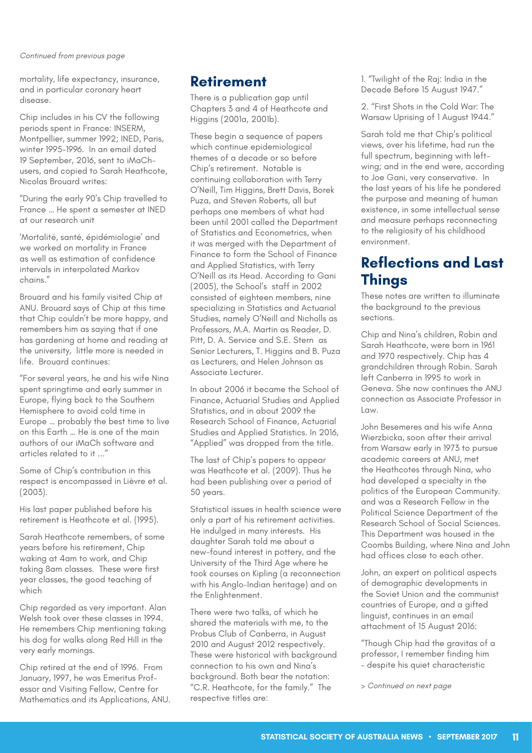*Continued from previous page*

mortality, life expectancy, insurance, and in particular coronary heart disease.

Chip includes in his CV the following periods spent in France: INSERM, Montpellier, summer 1992; INED, Paris, winter 1995-1996. In an email dated 19 September, 2016, sent to iMaCh-users, and copied to Sarah Heathcote, Nicolas Brouard writes:

"During the early 90's Chip travelled to France … He spent a semester at INED at our research unit

'Mortalité, santé, épidémiologie' and we worked on mortality in France as well as estimation of confidence intervals in interpolated Markov chains."

Brouard and his family visited Chip at ANU. Brouard says of Chip at this time that Chip couldn't be more happy, and remembers him as saying that if one has gardening at home and reading at the university, little more is needed in life. Brouard continues:

"For several years, he and his wife Nina spent springtime and early summer in Europe, flying back to the Southern Hemisphere to avoid cold time in Europe … probably the best time to live on this Earth … He is one of the main authors of our iMaCh software and articles related to it …"

Some of Chip's contribution in this respect is encompassed in Lièvre et al. (2003).

His last paper published before his retirement is Heathcote et al. (1995).

Sarah Heathcote remembers, of some years before his retirement, Chip waking at 4am to work, and Chip taking 8am classes. These were first year classes, the good teaching of which

Chip regarded as very important. Alan Welsh took over these classes in 1994. He remembers Chip mentioning taking his dog for walks along Red Hill in the very early mornings.

Chip retired at the end of 1996. From January, 1997, he was Emeritus Professor and Visiting Fellow, Centre for Mathematics and its Applications, ANU.

## Retirement

There is a publication gap until Chapters 3 and 4 of Heathcote and Higgins (2001a, 2001b).

These begin a sequence of papers which continue epidemiological themes of a decade or so before Chip's retirement. Notable is continuing collaboration with Terry O'Neill, Tim Higgins, Brett Davis, Borek Puza, and Steven Roberts, all but perhaps one members of what had been until 2001 called the Department of Statistics and Econometrics, when it was merged with the Department of Finance to form the School of Finance and Applied Statistics, with Terry O'Neill as its Head. According to Gani (2005), the School's staff in 2002 consisted of eighteen members, nine specializing in Statistics and Actuarial Studies, namely O'Neill and Nicholls as Professors, M.A. Martin as Reader, D. Pitt, D. A. Service and S.E. Stern as Senior Lecturers, T. Higgins and B. Puza as Lecturers, and Helen Johnson as Associate Lecturer.

In about 2006 it became the School of Finance, Actuarial Studies and Applied Statistics, and in about 2009 the Research School of Finance, Actuarial Studies and Applied Statistics. In 2016, "Applied" was dropped from the title.

The last of Chip's papers to appear was Heathcote et al. (2009). Thus he had been publishing over a period of 50 years.

Statistical issues in health science were only a part of his retirement activities. He indulged in many interests. His daughter Sarah told me about a new-found interest in pottery, and the University of the Third Age where he took courses on Kipling (a reconnection with his Anglo-Indian heritage) and on the Enlightenment.

There were two talks, of which he shared the materials with me, to the Probus Club of Canberra, in August 2010 and August 2012 respectively. These were historical with background connection to his own and Nina's background. Both bear the notation: "C.R. Heathcote, for the family." The respective titles are:

1. "Twilight of the Raj: India in the Decade Before 15 August 1947."

2. "First Shots in the Cold War: The Warsaw Uprising of 1 August 1944."

Sarah told me that Chip's political views, over his lifetime, had run the full spectrum, beginning with left-wing; and in the end were, according to Joe Gani, very conservative. In the last years of his life he pondered the purpose and meaning of human existence, in some intellectual sense and measure perhaps reconnecting to the religiosity of his childhood environment.

## Reflections and Last Things

These notes are written to illuminate the background to the previous sections.

Chip and Nina's children, Robin and Sarah Heathcote, were born in 1961 and 1970 respectively. Chip has 4 grandchildren through Robin. Sarah left Canberra in 1995 to work in Geneva. She now continues the ANU connection as Associate Professor in Law.

John Besemeres and his wife Anna Wierzbicka, soon after their arrival from Warsaw early in 1973 to pursue academic careers at ANU, met the Heathcotes through Nina, who had developed a specialty in the politics of the European Community. and was a Research Fellow in the Political Science Department of the Research School of Social Sciences. This Department was housed in the Coombs Building, where Nina and John had offices close to each other.

John, an expert on political aspects of demographic developments in the Soviet Union and the communist countries of Europe, and a gifted linguist, continues in an email attachment of 15 August 2016:

"Though Chip had the gravitas of a professor, I remember finding him - despite his quiet characteristic

> *Continued on next page*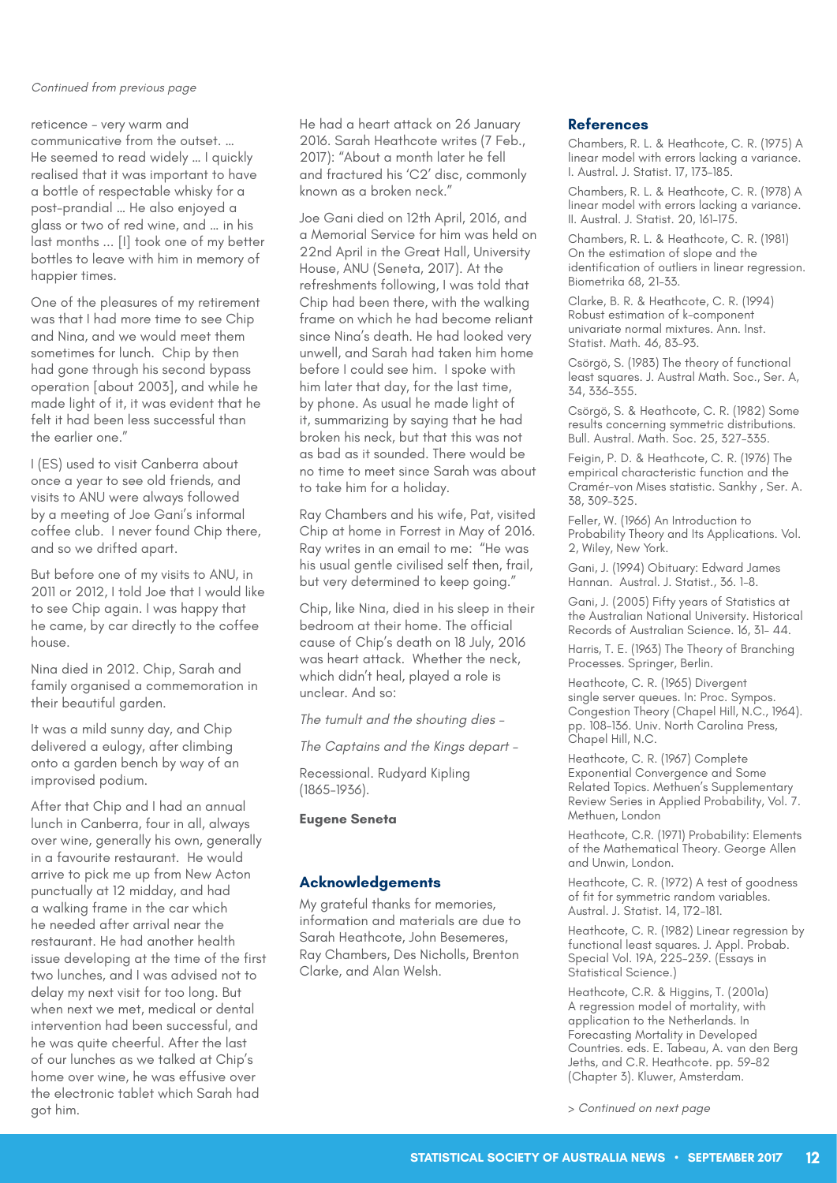*Continued from previous page*

reticence – very warm and communicative from the outset. … He seemed to read widely … I quickly realised that it was important to have a bottle of respectable whisky for a post-prandial … He also enjoyed a glass or two of red wine, and … in his last months … [I] took one of my better bottles to leave with him in memory of happier times.

One of the pleasures of my retirement was that I had more time to see Chip and Nina, and we would meet them sometimes for lunch. Chip by then had gone through his second bypass operation [about 2003], and while he made light of it, it was evident that he felt it had been less successful than the earlier one."

I (ES) used to visit Canberra about once a year to see old friends, and visits to ANU were always followed by a meeting of Joe Gani's informal coffee club. I never found Chip there, and so we drifted apart.

But before one of my visits to ANU, in 2011 or 2012, I told Joe that I would like to see Chip again. I was happy that he came, by car directly to the coffee house.

Nina died in 2012. Chip, Sarah and family organised a commemoration in their beautiful garden.

It was a mild sunny day, and Chip delivered a eulogy, after climbing onto a garden bench by way of an improvised podium.

After that Chip and I had an annual lunch in Canberra, four in all, always over wine, generally his own, generally in a favourite restaurant. He would arrive to pick me up from New Acton punctually at 12 midday, and had a walking frame in the car which he needed after arrival near the restaurant. He had another health issue developing at the time of the first two lunches, and I was advised not to delay my next visit for too long. But when next we met, medical or dental intervention had been successful, and he was quite cheerful. After the last of our lunches as we talked at Chip's home over wine, he was effusive over the electronic tablet which Sarah had got him.

He had a heart attack on 26 January 2016. Sarah Heathcote writes (7 Feb., 2017): "About a month later he fell and fractured his 'C2' disc, commonly known as a broken neck."

Joe Gani died on 12th April, 2016, and a Memorial Service for him was held on 22nd April in the Great Hall, University House, ANU (Seneta, 2017). At the refreshments following, I was told that Chip had been there, with the walking frame on which he had become reliant since Nina's death. He had looked very unwell, and Sarah had taken him home before I could see him. I spoke with him later that day, for the last time, by phone. As usual he made light of it, summarizing by saying that he had broken his neck, but that this was not as bad as it sounded. There would be no time to meet since Sarah was about to take him for a holiday.

Ray Chambers and his wife, Pat, visited Chip at home in Forrest in May of 2016. Ray writes in an email to me: "He was his usual gentle civilised self then, frail, but very determined to keep going."

Chip, like Nina, died in his sleep in their bedroom at their home. The official cause of Chip's death on 18 July, 2016 was heart attack. Whether the neck, which didn't heal, played a role is unclear. And so:

*The tumult and the shouting dies –*

*The Captains and the Kings depart –*

Recessional. Rudyard Kipling (1865–1936).

**Eugene Seneta**

### Acknowledgements

My grateful thanks for memories, information and materials are due to Sarah Heathcote, John Besemeres, Ray Chambers, Des Nicholls, Brenton Clarke, and Alan Welsh.

### References

Chambers, R. L. & Heathcote, C. R. (1975) A linear model with errors lacking a variance. I. Austral. J. Statist. 17, 173–185.

Chambers, R. L. & Heathcote, C. R. (1978) A linear model with errors lacking a variance. II. Austral. J. Statist. 20, 161–175.

Chambers, R. L. & Heathcote, C. R. (1981) On the estimation of slope and the identification of outliers in linear regression. Biometrika 68, 21–33.

Clarke, B. R. & Heathcote, C. R. (1994) Robust estimation of k-component univariate normal mixtures. Ann. Inst. Statist. Math. 46, 83–93.

Csörgö, S. (1983) The theory of functional least squares. J. Austral Math. Soc., Ser. A, 34, 336–355.

Csörgö, S. & Heathcote, C. R. (1982) Some results concerning symmetric distributions. Bull. Austral. Math. Soc. 25, 327–335.

Feigin, P. D. & Heathcote, C. R. (1976) The empirical characteristic function and the Cramér–von Mises statistic. Sankhy , Ser. A. 38, 309–325.

Feller, W. (1966) An Introduction to Probability Theory and Its Applications. Vol. 2, Wiley, New York.

Gani, J. (1994) Obituary: Edward James Hannan. Austral. J. Statist., 36. 1–8.

Gani, J. (2005) Fifty years of Statistics at the Australian National University. Historical Records of Australian Science. 16, 31– 44.

Harris, T. E. (1963) The Theory of Branching Processes. Springer, Berlin.

Heathcote, C. R. (1965) Divergent single server queues. In: Proc. Sympos. Congestion Theory (Chapel Hill, N.C., 1964). pp. 108–136. Univ. North Carolina Press, Chapel Hill, N.C.

Heathcote, C. R. (1967) Complete Exponential Convergence and Some Related Topics. Methuen's Supplementary Review Series in Applied Probability, Vol. 7. Methuen, London

Heathcote, C.R. (1971) Probability: Elements of the Mathematical Theory. George Allen and Unwin, London.

Heathcote, C. R. (1972) A test of goodness of fit for symmetric random variables. Austral. J. Statist. 14, 172–181.

Heathcote, C. R. (1982) Linear regression by functional least squares. J. Appl. Probab. Special Vol. 19A, 225–239. (Essays in Statistical Science.)

Heathcote, C.R. & Higgins, T. (2001a) A regression model of mortality, with application to the Netherlands. In Forecasting Mortality in Developed Countries. eds. E. Tabeau, A. van den Berg Jeths, and C.R. Heathcote. pp. 59–82 (Chapter 3). Kluwer, Amsterdam.

> *Continued on next page*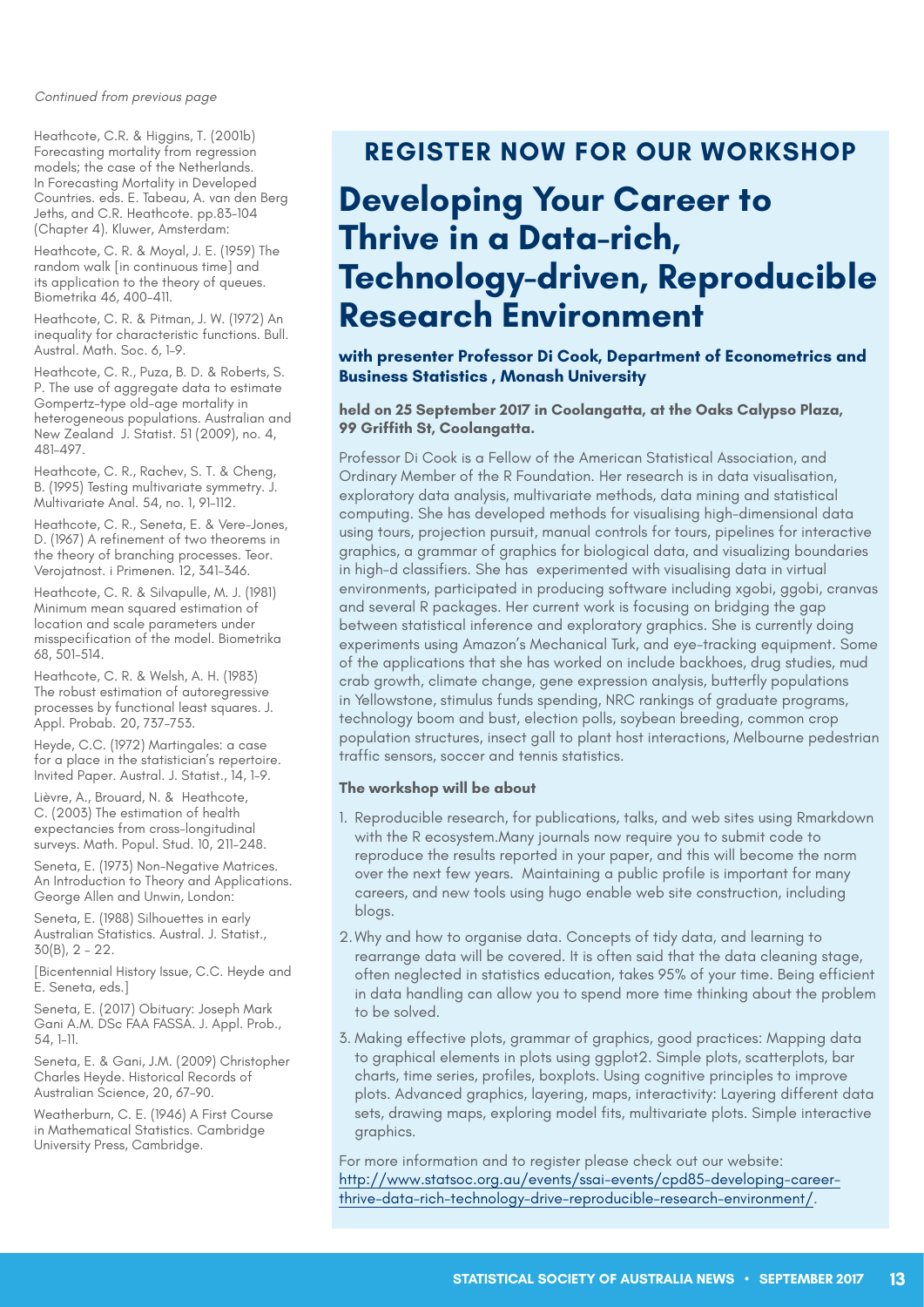*Continued from previous page*

Heathcote, C.R. & Higgins, T. (2001b) Forecasting mortality from regression models; the case of the Netherlands. In Forecasting Mortality in Developed Countries. eds. E. Tabeau, A. van den Berg Jeths, and C.R. Heathcote. pp.83–104 (Chapter 4). Kluwer, Amsterdam:

Heathcote, C. R. & Moyal, J. E. (1959) The random walk [in continuous time] and its application to the theory of queues. Biometrika 46, 400–411.

Heathcote, C. R. & Pitman, J. W. (1972) An inequality for characteristic functions. Bull. Austral. Math. Soc. 6, 1–9.

Heathcote, C. R., Puza, B. D. & Roberts, S. P. The use of aggregate data to estimate Gompertz-type old-age mortality in heterogeneous populations. Australian and New Zealand J. Statist. 51 (2009), no. 4, 481–497.

Heathcote, C. R., Rachev, S. T. & Cheng, B. (1995) Testing multivariate symmetry. J. Multivariate Anal. 54, no. 1, 91–112.

Heathcote, C. R., Seneta, E. & Vere-Jones, D. (1967) A refinement of two theorems in the theory of branching processes. Teor. Verojatnost. i Primenen. 12, 341–346.

Heathcote, C. R. & Silvapulle, M. J. (1981) Minimum mean squared estimation of location and scale parameters under misspecification of the model. Biometrika 68, 501–514.

Heathcote, C. R. & Welsh, A. H. (1983) The robust estimation of autoregressive processes by functional least squares. J. Appl. Probab. 20, 737–753.

Heyde, C.C. (1972) Martingales: a case for a place in the statistician's repertoire. Invited Paper. Austral. J. Statist., 14, 1–9.

Lièvre, A., Brouard, N. & Heathcote, C. (2003) The estimation of health expectancies from cross-longitudinal surveys. Math. Popul. Stud. 10, 211–248.

Seneta, E. (1973) Non-Negative Matrices. An Introduction to Theory and Applications. George Allen and Unwin, London:

Seneta, E. (1988) Silhouettes in early Australian Statistics. Austral. J. Statist., 30(B), 2 - 22.

[Bicentennial History Issue, C.C. Heyde and E. Seneta, eds.]

Seneta, E. (2017) Obituary: Joseph Mark Gani A.M. DSc FAA FASSA. J. Appl. Prob., 54, 1–11.

Seneta, E. & Gani, J.M. (2009) Christopher Charles Heyde. Historical Records of Australian Science, 20, 67–90.

Weatherburn, C. E. (1946) A First Course in Mathematical Statistics. Cambridge University Press, Cambridge.

## REGISTER NOW FOR OUR WORKSHOP

# Developing Your Career to Thrive in a Data-rich, Technology-driven, Reproducible Research Environment

**with presenter Professor Di Cook, Department of Econometrics and Business Statistics , Monash University**

**held on 25 September 2017 in Coolangatta, at the Oaks Calypso Plaza, 99 Griffith St, Coolangatta.**

Professor Di Cook is a Fellow of the American Statistical Association, and Ordinary Member of the R Foundation. Her research is in data visualisation, exploratory data analysis, multivariate methods, data mining and statistical computing. She has developed methods for visualising high-dimensional data using tours, projection pursuit, manual controls for tours, pipelines for interactive graphics, a grammar of graphics for biological data, and visualizing boundaries in high-d classifiers. She has experimented with visualising data in virtual environments, participated in producing software including xgobi, ggobi, cranvas and several R packages. Her current work is focusing on bridging the gap between statistical inference and exploratory graphics. She is currently doing experiments using Amazon's Mechanical Turk, and eye-tracking equipment. Some of the applications that she has worked on include backhoes, drug studies, mud crab growth, climate change, gene expression analysis, butterfly populations in Yellowstone, stimulus funds spending, NRC rankings of graduate programs, technology boom and bust, election polls, soybean breeding, common crop population structures, insect gall to plant host interactions, Melbourne pedestrian traffic sensors, soccer and tennis statistics.

**The workshop will be about**

1. Reproducible research, for publications, talks, and web sites using Rmarkdown with the R ecosystem.Many journals now require you to submit code to reproduce the results reported in your paper, and this will become the norm over the next few years. Maintaining a public profile is important for many careers, and new tools using hugo enable web site construction, including blogs.
2. Why and how to organise data. Concepts of tidy data, and learning to rearrange data will be covered. It is often said that the data cleaning stage, often neglected in statistics education, takes 95% of your time. Being efficient in data handling can allow you to spend more time thinking about the problem to be solved.
3. Making effective plots, grammar of graphics, good practices: Mapping data to graphical elements in plots using ggplot2. Simple plots, scatterplots, bar charts, time series, profiles, boxplots. Using cognitive principles to improve plots. Advanced graphics, layering, maps, interactivity: Layering different data sets, drawing maps, exploring model fits, multivariate plots. Simple interactive graphics.

For more information and to register please check out our website: http://www.statsoc.org.au/events/ssai-events/cpd85-developing-career-thrive-data-rich-technology-drive-reproducible-research-environment/.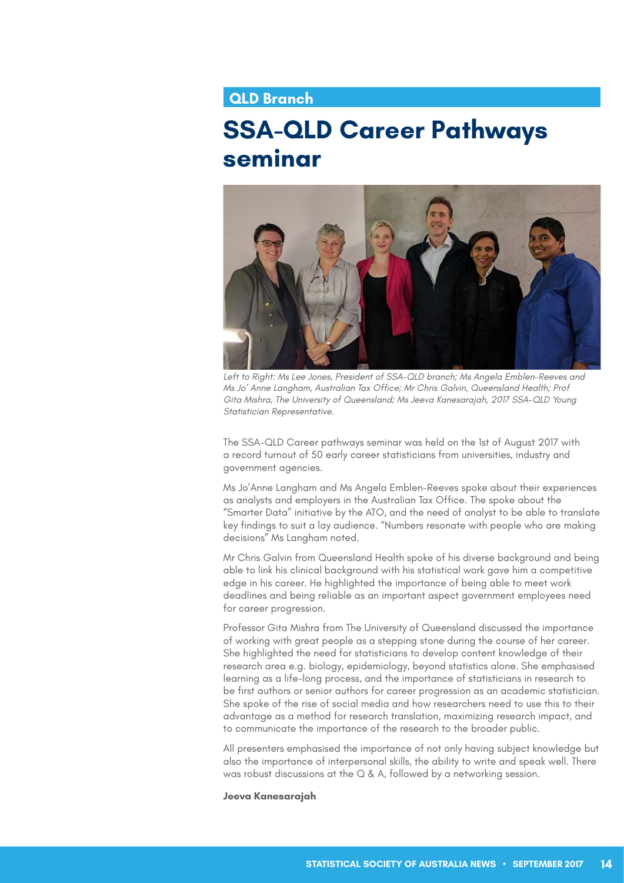## QLD Branch

# SSA-QLD Career Pathways seminar

*Left to Right: Ms Lee Jones, President of SSA-QLD branch; Ms Angela Emblen-Reeves and Ms Jo' Anne Langham, Australian Tax Office; Mr Chris Galvin, Queensland Health; Prof Gita Mishra, The University of Queensland; Ms Jeeva Kanesarajah, 2017 SSA-QLD Young Statistician Representative.*

The SSA-QLD Career pathways seminar was held on the 1st of August 2017 with a record turnout of 50 early career statisticians from universities, industry and government agencies.

Ms Jo'Anne Langham and Ms Angela Emblen-Reeves spoke about their experiences as analysts and employers in the Australian Tax Office. The spoke about the "Smarter Data" initiative by the ATO, and the need of analyst to be able to translate key findings to suit a lay audience. "Numbers resonate with people who are making decisions" Ms Langham noted.

Mr Chris Galvin from Queensland Health spoke of his diverse background and being able to link his clinical background with his statistical work gave him a competitive edge in his career. He highlighted the importance of being able to meet work deadlines and being reliable as an important aspect government employees need for career progression.

Professor Gita Mishra from The University of Queensland discussed the importance of working with great people as a stepping stone during the course of her career. She highlighted the need for statisticians to develop content knowledge of their research area e.g. biology, epidemiology, beyond statistics alone. She emphasised learning as a life-long process, and the importance of statisticians in research to be first authors or senior authors for career progression as an academic statistician. She spoke of the rise of social media and how researchers need to use this to their advantage as a method for research translation, maximizing research impact, and to communicate the importance of the research to the broader public.

All presenters emphasised the importance of not only having subject knowledge but also the importance of interpersonal skills, the ability to write and speak well. There was robust discussions at the Q & A, followed by a networking session.

**Jeeva Kanesarajah**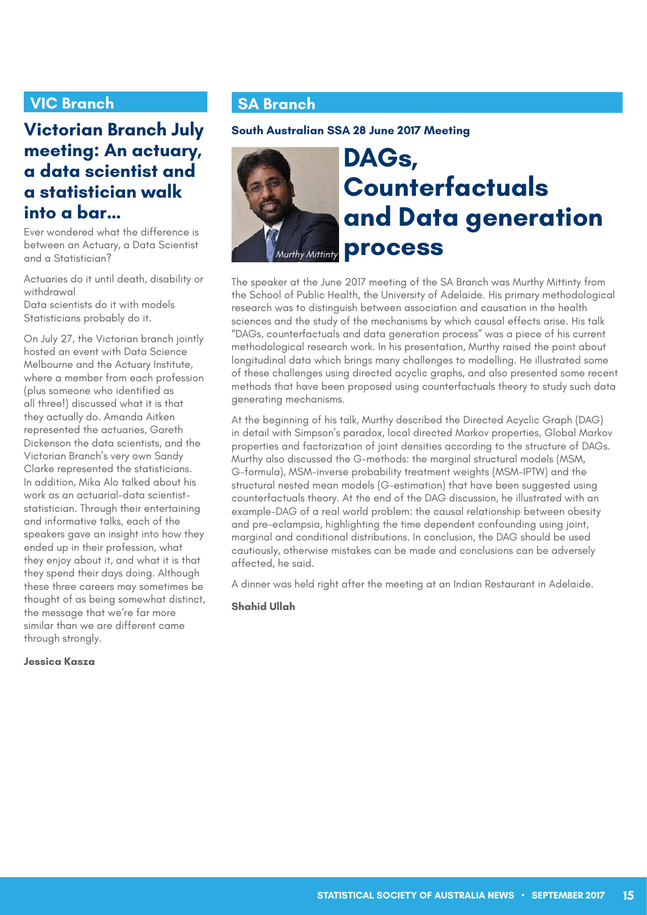## VIC Branch

### Victorian Branch July meeting: An actuary, a data scientist and a statistician walk into a bar…

Ever wondered what the difference is between an Actuary, a Data Scientist and a Statistician?

Actuaries do it until death, disability or withdrawal
Data scientists do it with models
Statisticians probably do it.

On July 27, the Victorian branch jointly hosted an event with Data Science Melbourne and the Actuary Institute, where a member from each profession (plus someone who identified as all three!) discussed what it is that they actually do. Amanda Aitken represented the actuaries, Gareth Dickenson the data scientists, and the Victorian Branch's very own Sandy Clarke represented the statisticians. In addition, Mika Alo talked about his work as an actuarial-data scientist-statistician. Through their entertaining and informative talks, each of the speakers gave an insight into how they ended up in their profession, what they enjoy about it, and what it is that they spend their days doing. Although these three careers may sometimes be thought of as being somewhat distinct, the message that we're far more similar than we are different came through strongly.

**Jessica Kasza**

## SA Branch

**South Australian SSA 28 June 2017 Meeting**

### DAGs, Counterfactuals and Data generation process

*Murthy Mittinty*

The speaker at the June 2017 meeting of the SA Branch was Murthy Mittinty from the School of Public Health, the University of Adelaide. His primary methodological research was to distinguish between association and causation in the health sciences and the study of the mechanisms by which causal effects arise. His talk "DAGs, counterfactuals and data generation process" was a piece of his current methodological research work. In his presentation, Murthy raised the point about longitudinal data which brings many challenges to modelling. He illustrated some of these challenges using directed acyclic graphs, and also presented some recent methods that have been proposed using counterfactuals theory to study such data generating mechanisms.

At the beginning of his talk, Murthy described the Directed Acyclic Graph (DAG) in detail with Simpson's paradox, local directed Markov properties, Global Markov properties and factorization of joint densities according to the structure of DAGs. Murthy also discussed the G-methods: the marginal structural models (MSM, G-formula), MSM-inverse probability treatment weights (MSM-IPTW) and the structural nested mean models (G-estimation) that have been suggested using counterfactuals theory. At the end of the DAG discussion, he illustrated with an example-DAG of a real world problem: the causal relationship between obesity and pre-eclampsia, highlighting the time dependent confounding using joint, marginal and conditional distributions. In conclusion, the DAG should be used cautiously, otherwise mistakes can be made and conclusions can be adversely affected, he said.

A dinner was held right after the meeting at an Indian Restaurant in Adelaide.

**Shahid Ullah**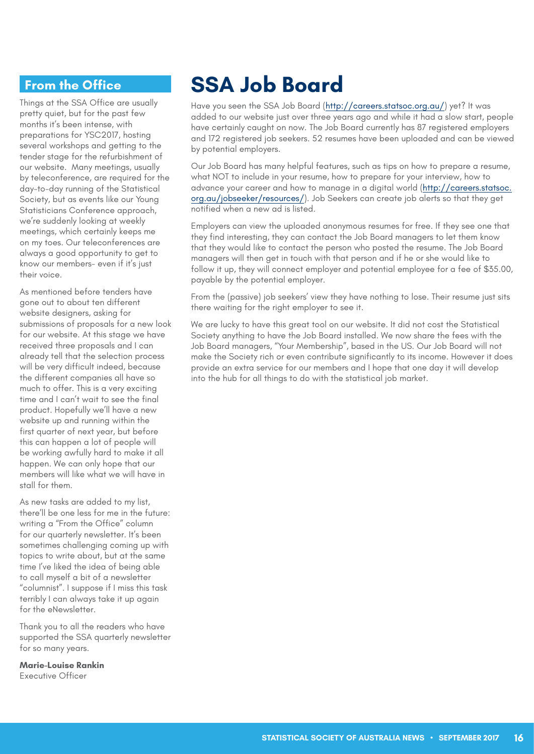## From the Office

Things at the SSA Office are usually pretty quiet, but for the past few months it's been intense, with preparations for YSC2017, hosting several workshops and getting to the tender stage for the refurbishment of our website. Many meetings, usually by teleconference, are required for the day-to-day running of the Statistical Society, but as events like our Young Statisticians Conference approach, we're suddenly looking at weekly meetings, which certainly keeps me on my toes. Our teleconferences are always a good opportunity to get to know our members- even if it's just their voice.

As mentioned before tenders have gone out to about ten different website designers, asking for submissions of proposals for a new look for our website. At this stage we have received three proposals and I can already tell that the selection process will be very difficult indeed, because the different companies all have so much to offer. This is a very exciting time and I can't wait to see the final product. Hopefully we'll have a new website up and running within the first quarter of next year, but before this can happen a lot of people will be working awfully hard to make it all happen. We can only hope that our members will like what we will have in stall for them.

As new tasks are added to my list, there'll be one less for me in the future: writing a "From the Office" column for our quarterly newsletter. It's been sometimes challenging coming up with topics to write about, but at the same time I've liked the idea of being able to call myself a bit of a newsletter "columnist". I suppose if I miss this task terribly I can always take it up again for the eNewsletter.

Thank you to all the readers who have supported the SSA quarterly newsletter for so many years.

**Marie-Louise Rankin**
Executive Officer

# SSA Job Board

Have you seen the SSA Job Board (http://careers.statsoc.org.au/) yet? It was added to our website just over three years ago and while it had a slow start, people have certainly caught on now. The Job Board currently has 87 registered employers and 172 registered job seekers. 52 resumes have been uploaded and can be viewed by potential employers.

Our Job Board has many helpful features, such as tips on how to prepare a resume, what NOT to include in your resume, how to prepare for your interview, how to advance your career and how to manage in a digital world (http://careers.statsoc.org.au/jobseeker/resources/). Job Seekers can create job alerts so that they get notified when a new ad is listed.

Employers can view the uploaded anonymous resumes for free. If they see one that they find interesting, they can contact the Job Board managers to let them know that they would like to contact the person who posted the resume. The Job Board managers will then get in touch with that person and if he or she would like to follow it up, they will connect employer and potential employee for a fee of $35.00, payable by the potential employer.

From the (passive) job seekers' view they have nothing to lose. Their resume just sits there waiting for the right employer to see it.

We are lucky to have this great tool on our website. It did not cost the Statistical Society anything to have the Job Board installed. We now share the fees with the Job Board managers, "Your Membership", based in the US. Our Job Board will not make the Society rich or even contribute significantly to its income. However it does provide an extra service for our members and I hope that one day it will develop into the hub for all things to do with the statistical job market.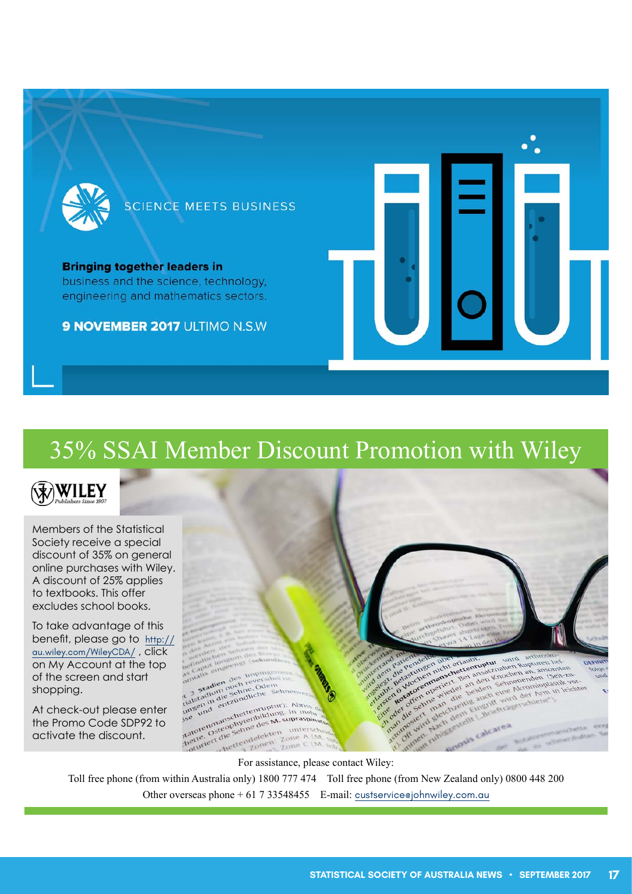SCIENCE MEETS BUSINESS

**Bringing together leaders in** business and the science, technology, engineering and mathematics sectors.

**9 NOVEMBER 2017** ULTIMO N.S.W

# 35% SSAI Member Discount Promotion with Wiley

Members of the Statistical Society receive a special discount of 35% on general online purchases with Wiley. A discount of 25% applies to textbooks. This offer excludes school books.

To take advantage of this benefit, please go to http://au.wiley.com/WileyCDA/ , click on My Account at the top of the screen and start shopping.

At check-out please enter the Promo Code SDP92 to activate the discount.

For assistance, please contact Wiley:

Toll free phone (from within Australia only) 1800 777 474 Toll free phone (from New Zealand only) 0800 448 200

Other overseas phone + 61 7 33548455 E-mail: custservice@johnwiley.com.au